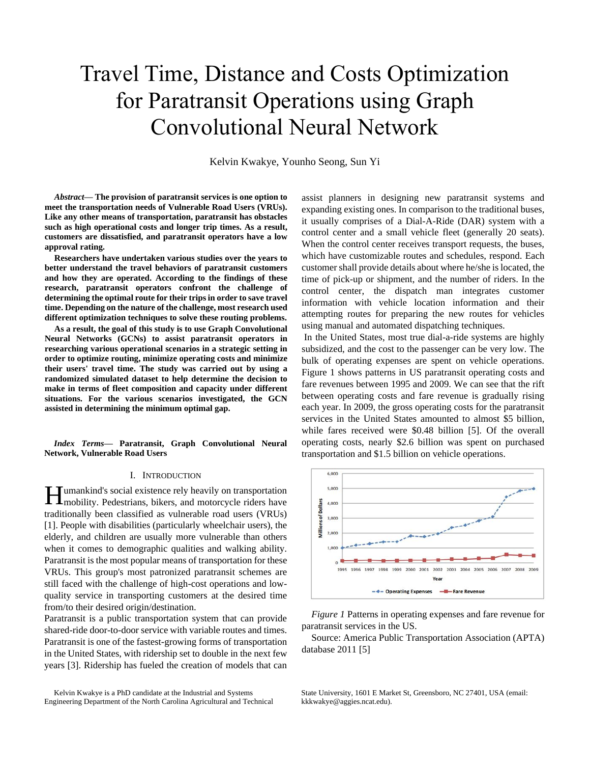# Travel Time, Distance and Costs Optimization for Paratransit Operations using Graph Convolutional Neural Network

Kelvin Kwakye, Younho Seong, Sun Yi

***Abstract*— The provision of paratransit services is one option to meet the transportation needs of Vulnerable Road Users (VRUs). Like any other means of transportation, paratransit has obstacles such as high operational costs and longer trip times. As a result, customers are dissatisfied, and paratransit operators have a low approval rating.**

**Researchers have undertaken various studies over the years to better understand the travel behaviors of paratransit customers and how they are operated. According to the findings of these research, paratransit operators confront the challenge of determining the optimal route for their trips in order to save travel time. Depending on the nature of the challenge, most research used different optimization techniques to solve these routing problems.**

**As a result, the goal of this study is to use Graph Convolutional Neural Networks (GCNs) to assist paratransit operators in researching various operational scenarios in a strategic setting in order to optimize routing, minimize operating costs and minimize their users' travel time. The study was carried out by using a randomized simulated dataset to help determine the decision to make in terms of fleet composition and capacity under different situations. For the various scenarios investigated, the GCN assisted in determining the minimum optimal gap.**

***Index Terms*— Paratransit, Graph Convolutional Neural Network, Vulnerable Road Users**

## I. Introduction

Humankind's social existence rely heavily on transportation mobility. Pedestrians, bikers, and motorcycle riders have traditionally been classified as vulnerable road users (VRUs) [1]. People with disabilities (particularly wheelchair users), the elderly, and children are usually more vulnerable than others when it comes to demographic qualities and walking ability. Paratransit is the most popular means of transportation for these VRUs. This group's most patronized paratransit schemes are still faced with the challenge of high-cost operations and low-quality service in transporting customers at the desired time from/to their desired origin/destination.

Paratransit is a public transportation system that can provide shared-ride door-to-door service with variable routes and times. Paratransit is one of the fastest-growing forms of transportation in the United States, with ridership set to double in the next few years [3]. Ridership has fueled the creation of models that can assist planners in designing new paratransit systems and expanding existing ones. In comparison to the traditional buses, it usually comprises of a Dial-A-Ride (DAR) system with a control center and a small vehicle fleet (generally 20 seats). When the control center receives transport requests, the buses, which have customizable routes and schedules, respond. Each customer shall provide details about where he/she is located, the time of pick-up or shipment, and the number of riders. In the control center, the dispatch man integrates customer information with vehicle location information and their attempting routes for preparing the new routes for vehicles using manual and automated dispatching techniques.

In the United States, most true dial-a-ride systems are highly subsidized, and the cost to the passenger can be very low. The bulk of operating expenses are spent on vehicle operations. Figure 1 shows patterns in US paratransit operating costs and fare revenues between 1995 and 2009. We can see that the rift between operating costs and fare revenue is gradually rising each year. In 2009, the gross operating costs for the paratransit services in the United States amounted to almost $5 billion, while fares received were $0.48 billion [5]. Of the overall operating costs, nearly $2.6 billion was spent on purchased transportation and $1.5 billion on vehicle operations.

*Figure 1* Patterns in operating expenses and fare revenue for paratransit services in the US.

Source: America Public Transportation Association (APTA) database 2011 [5]

Kelvin Kwakye is a PhD candidate at the Industrial and Systems Engineering Department of the North Carolina Agricultural and Technical State University, 1601 E Market St, Greensboro, NC 27401, USA (email: kkkwakye@aggies.ncat.edu).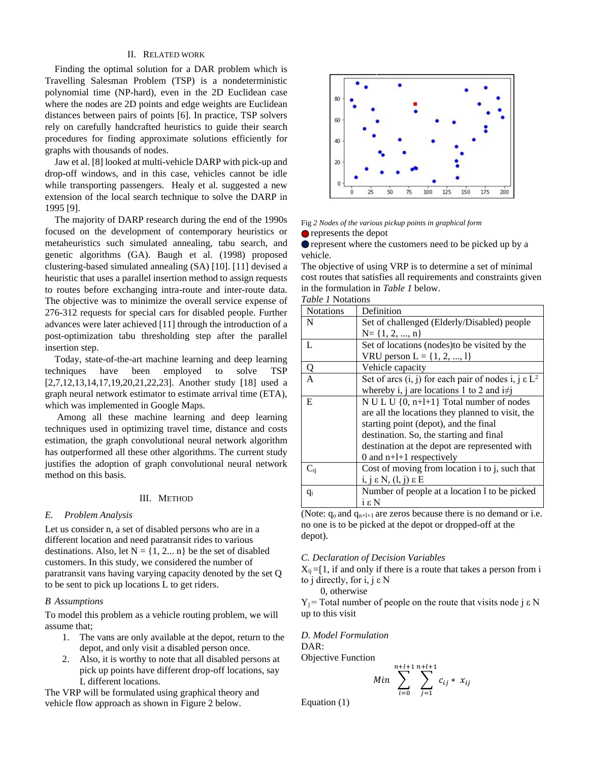## II. RELATED WORK

Finding the optimal solution for a DAR problem which is Travelling Salesman Problem (TSP) is a nondeterministic polynomial time (NP-hard), even in the 2D Euclidean case where the nodes are 2D points and edge weights are Euclidean distances between pairs of points [6]. In practice, TSP solvers rely on carefully handcrafted heuristics to guide their search procedures for finding approximate solutions efficiently for graphs with thousands of nodes.

Jaw et al. [8] looked at multi-vehicle DARP with pick-up and drop-off windows, and in this case, vehicles cannot be idle while transporting passengers. Healy et al. suggested a new extension of the local search technique to solve the DARP in 1995 [9].

The majority of DARP research during the end of the 1990s focused on the development of contemporary heuristics or metaheuristics such simulated annealing, tabu search, and genetic algorithms (GA). Baugh et al. (1998) proposed clustering-based simulated annealing (SA) [10]. [11] devised a heuristic that uses a parallel insertion method to assign requests to routes before exchanging intra-route and inter-route data. The objective was to minimize the overall service expense of 276-312 requests for special cars for disabled people. Further advances were later achieved [11] through the introduction of a post-optimization tabu thresholding step after the parallel insertion step.

Today, state-of-the-art machine learning and deep learning techniques have been employed to solve TSP [2,7,12,13,14,17,19,20,21,22,23]. Another study [18] used a graph neural network estimator to estimate arrival time (ETA), which was implemented in Google Maps.

Among all these machine learning and deep learning techniques used in optimizing travel time, distance and costs estimation, the graph convolutional neural network algorithm has outperformed all these other algorithms. The current study justifies the adoption of graph convolutional neural network method on this basis.

## III. METHOD

### E. Problem Analysis

Let us consider n, a set of disabled persons who are in a different location and need paratransit rides to various destinations. Also, let N = {1, 2... n} be the set of disabled customers. In this study, we considered the number of paratransit vans having varying capacity denoted by the set Q to be sent to pick up locations L to get riders.

### B Assumptions

To model this problem as a vehicle routing problem, we will assume that;

1. The vans are only available at the depot, return to the depot, and only visit a disabled person once.
2. Also, it is worthy to note that all disabled persons at pick up points have different drop-off locations, say L different locations.

The VRP will be formulated using graphical theory and vehicle flow approach as shown in Figure 2 below.

Fig *2 Nodes of the various pickup points in graphical form*

● represents the depot

● represent where the customers need to be picked up by a vehicle.

The objective of using VRP is to determine a set of minimal cost routes that satisfies all requirements and constraints given in the formulation in *Table 1* below.

*Table 1* Notations

| Notations | Definition |
|---|---|
| N | Set of challenged (Elderly/Disabled) people N= {1, 2, ..., n} |
| L | Set of locations (nodes)to be visited by the VRU person L = {1, 2, ..., l} |
| Q | Vehicle capacity |
| A | Set of arcs (i, j) for each pair of nodes i, j ε $L^2$ whereby i, j are locations 1 to 2 and i≠j |
| E | N U L U {0, n+l+1} Total number of nodes are all the locations they planned to visit, the starting point (depot), and the final destination. So, the starting and final destination at the depot are represented with 0 and n+l+1 respectively |
| $C_{ij}$ | Cost of moving from location i to j, such that i, j ε N, (l, j) ε E |
| $q_i$ | Number of people at a location l to be picked i ε N |

(Note: $q_o$ and $q_{n+l+1}$ are zeros because there is no demand or i.e. no one is to be picked at the depot or dropped-off at the depot).

### C. Declaration of Decision Variables

$X_{ij}$ ={1, if and only if there is a route that takes a person from i to j directly, for i, j ε N

0, otherwise

$Y_j$ = Total number of people on the route that visits node j ε N up to this visit

### D. Model Formulation

DAR:

Objective Function

$$Min \sum_{i=0}^{n+l+1} \sum_{j=1}^{n+l+1} c_{ij} * x_{ij}$$

Equation (1)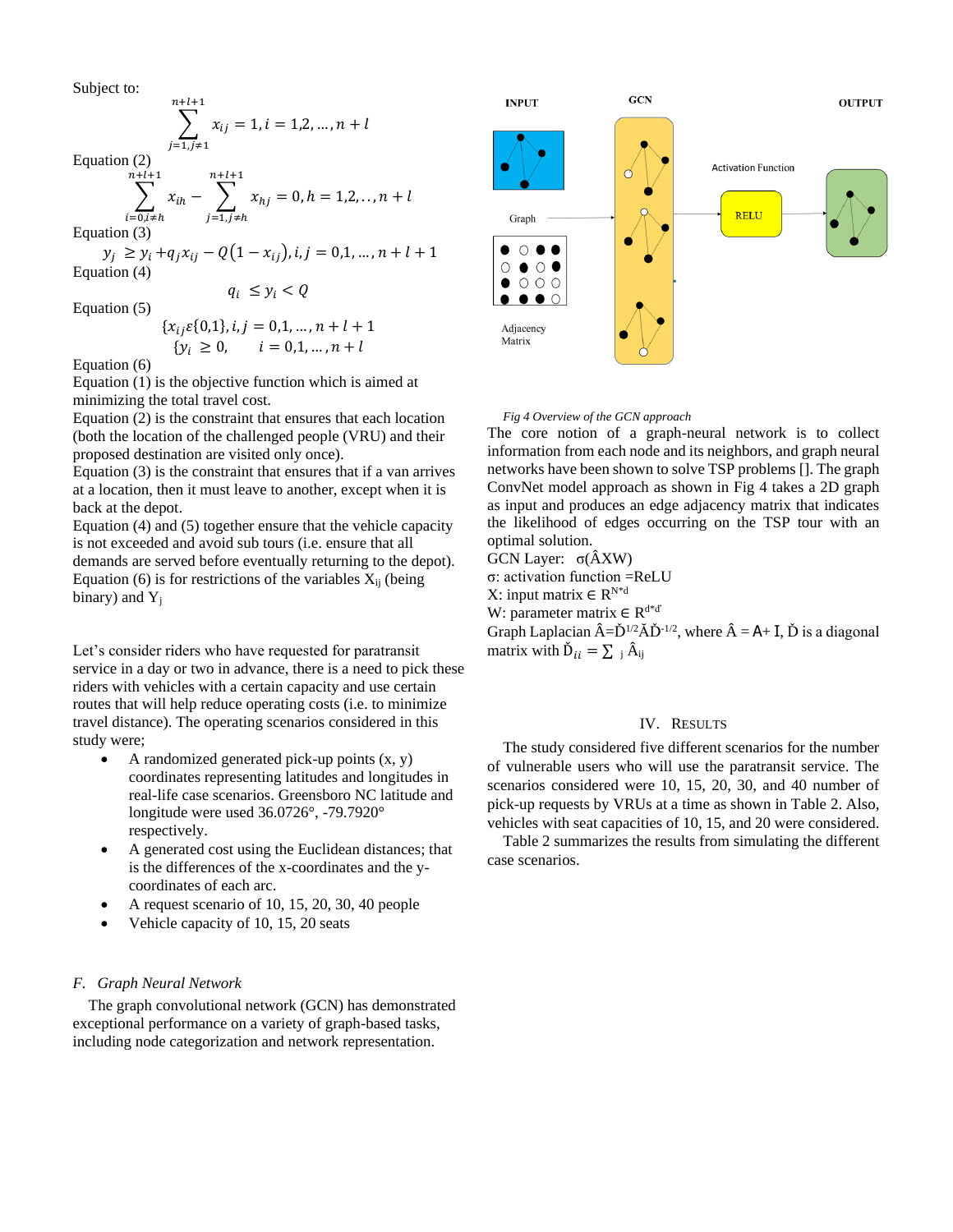Subject to:

$$\sum_{j=1, j\neq 1}^{n+l+1} x_{ij} = 1, i = 1,2, \ldots, n+l$$

Equation (2)

$$\sum_{i=0, i\neq h}^{n+l+1} x_{ih} - \sum_{j=1, j\neq h}^{n+l+1} x_{hj} = 0, h = 1,2, \ldots, n+l$$

Equation (3)

$$y_j \geq y_i + q_j x_{ij} - Q(1 - x_{ij}), i, j = 0,1, \ldots, n+l+1$$

Equation (4)

$$q_i \leq y_i < Q$$

Equation (5)

$$\{x_{ij} \varepsilon \{0,1\}, i, j = 0,1, \ldots, n+l+1$$
$$\{y_i \geq 0, \quad i = 0,1, \ldots, n+l$$

Equation (6)

Equation (1) is the objective function which is aimed at minimizing the total travel cost.

Equation (2) is the constraint that ensures that each location (both the location of the challenged people (VRU) and their proposed destination are visited only once).

Equation (3) is the constraint that ensures that if a van arrives at a location, then it must leave to another, except when it is back at the depot.

Equation (4) and (5) together ensure that the vehicle capacity is not exceeded and avoid sub tours (i.e. ensure that all demands are served before eventually returning to the depot).

Equation (6) is for restrictions of the variables $X_{ij}$ (being binary) and $Y_j$

Let's consider riders who have requested for paratransit service in a day or two in advance, there is a need to pick these riders with vehicles with a certain capacity and use certain routes that will help reduce operating costs (i.e. to minimize travel distance). The operating scenarios considered in this study were;

- A randomized generated pick-up points (x, y) coordinates representing latitudes and longitudes in real-life case scenarios. Greensboro NC latitude and longitude were used 36.0726°, -79.7920° respectively.
- A generated cost using the Euclidean distances; that is the differences of the x-coordinates and the y-coordinates of each arc.
- A request scenario of 10, 15, 20, 30, 40 people
- Vehicle capacity of 10, 15, 20 seats

### *F. Graph Neural Network*

The graph convolutional network (GCN) has demonstrated exceptional performance on a variety of graph-based tasks, including node categorization and network representation.

*Fig 4 Overview of the GCN approach*

The core notion of a graph-neural network is to collect information from each node and its neighbors, and graph neural networks have been shown to solve TSP problems []. The graph ConvNet model approach as shown in Fig 4 takes a 2D graph as input and produces an edge adjacency matrix that indicates the likelihood of edges occurring on the TSP tour with an optimal solution.

GCN Layer: $\sigma(\hat{A}XW)$

σ: activation function =ReLU

X: input matrix $\in R^{N*d}$

W: parameter matrix $\in R^{d*d'}$

Graph Laplacian $\hat{A}=\check{D}^{1/2}\check{A}\check{D}^{-1/2}$, where $\hat{A} = A + I$, $\check{D}$ is a diagonal matrix with $\check{D}_{ii} = \sum_j \hat{A}_{ij}$

## IV. Results

The study considered five different scenarios for the number of vulnerable users who will use the paratransit service. The scenarios considered were 10, 15, 20, 30, and 40 number of pick-up requests by VRUs at a time as shown in Table 2. Also, vehicles with seat capacities of 10, 15, and 20 were considered.

Table 2 summarizes the results from simulating the different case scenarios.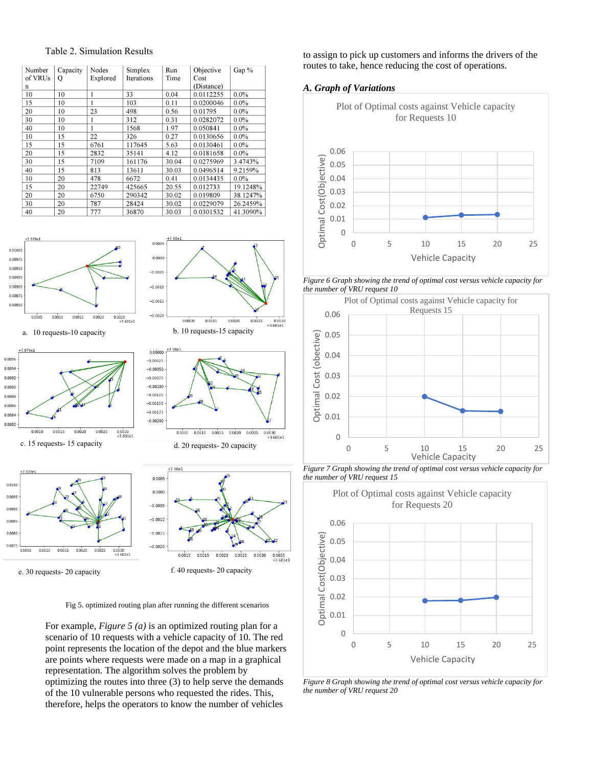Table 2. Simulation Results

| Number of VRUs n | Capacity Q | Nodes Explored | Simplex Iterations | Run Time | Objective Cost (Distance) | Gap % |
|---|---|---|---|---|---|---|
| 10 | 10 | 1 | 33 | 0.04 | 0.0112255 | 0.0% |
| 15 | 10 | 1 | 103 | 0.11 | 0.0200046 | 0.0% |
| 20 | 10 | 23 | 498 | 0.56 | 0.01795 | 0.0% |
| 30 | 10 | 1 | 312 | 0.31 | 0.0282072 | 0.0% |
| 40 | 10 | 1 | 1568 | 1.97 | 0.050841 | 0.0% |
| 10 | 15 | 22 | 326 | 0.27 | 0.0130656 | 0.0% |
| 15 | 15 | 6761 | 117645 | 5.63 | 0.0130461 | 0.0% |
| 20 | 15 | 2832 | 35141 | 4.12 | 0.0181658 | 0.0% |
| 30 | 15 | 7109 | 161176 | 30.04 | 0.0275969 | 3.4743% |
| 40 | 15 | 813 | 13611 | 30.03 | 0.0496514 | 9.2159% |
| 10 | 20 | 478 | 6672 | 0.41 | 0.0134435 | 0.0% |
| 15 | 20 | 22749 | 425665 | 20.55 | 0.012733 | 19.1248% |
| 20 | 20 | 6750 | 290342 | 30.02 | 0.019809 | 38.1247% |
| 30 | 20 | 787 | 28424 | 30.02 | 0.0229079 | 26.2459% |
| 40 | 20 | 777 | 36870 | 30.03 | 0.0301532 | 41.3090% |

a. 10 requests-10 capacity

b. 10 requests-15 capacity

c. 15 requests- 15 capacity

d. 20 requests- 20 capacity

e. 30 requests- 20 capacity

f. 40 requests- 20 capacity

Fig 5. optimized routing plan after running the different scenarios

For example, *Figure 5 (a)* is an optimized routing plan for a scenario of 10 requests with a vehicle capacity of 10. The red point represents the location of the depot and the blue markers are points where requests were made on a map in a graphical representation. The algorithm solves the problem by optimizing the routes into three (3) to help serve the demands of the 10 vulnerable persons who requested the rides. This, therefore, helps the operators to know the number of vehicles to assign to pick up customers and informs the drivers of the routes to take, hence reducing the cost of operations.

### *A. Graph of Variations*

*Figure 6 Graph showing the trend of optimal cost versus vehicle capacity for the number of VRU request 10*

*Figure 7 Graph showing the trend of optimal cost versus vehicle capacity for the number of VRU request 15*

*Figure 8 Graph showing the trend of optimal cost versus vehicle capacity for the number of VRU request 20*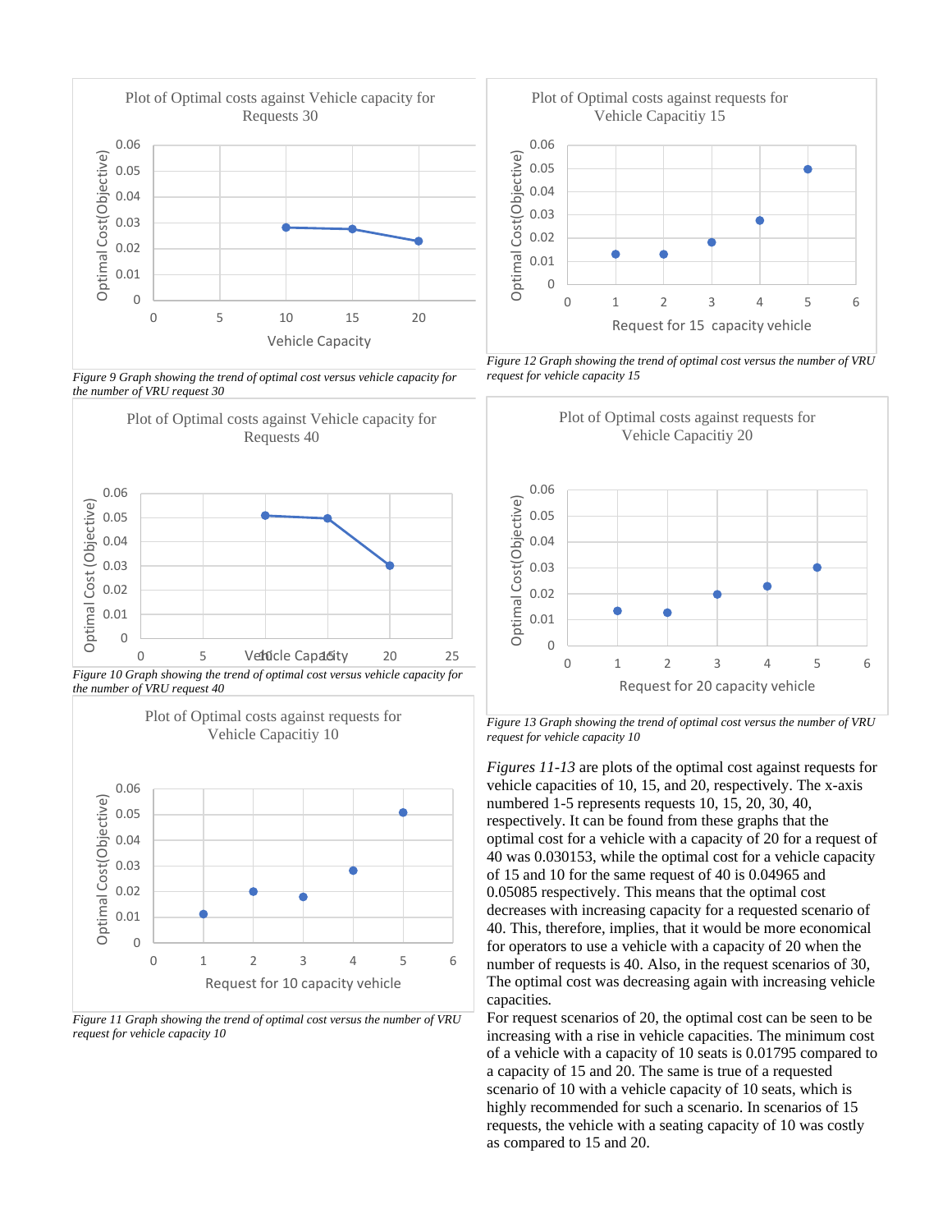Figure 9 Graph showing the trend of optimal cost versus vehicle capacity for the number of VRU request 30

Figure 10 Graph showing the trend of optimal cost versus vehicle capacity for the number of VRU request 40

Figure 11 Graph showing the trend of optimal cost versus the number of VRU request for vehicle capacity 10

Figure 12 Graph showing the trend of optimal cost versus the number of VRU request for vehicle capacity 15

Figure 13 Graph showing the trend of optimal cost versus the number of VRU request for vehicle capacity 10

*Figures 11-13* are plots of the optimal cost against requests for vehicle capacities of 10, 15, and 20, respectively. The x-axis numbered 1-5 represents requests 10, 15, 20, 30, 40, respectively. It can be found from these graphs that the optimal cost for a vehicle with a capacity of 20 for a request of 40 was 0.030153, while the optimal cost for a vehicle capacity of 15 and 10 for the same request of 40 is 0.04965 and 0.05085 respectively. This means that the optimal cost decreases with increasing capacity for a requested scenario of 40. This, therefore, implies, that it would be more economical for operators to use a vehicle with a capacity of 20 when the number of requests is 40. Also, in the request scenarios of 30, The optimal cost was decreasing again with increasing vehicle capacities.

For request scenarios of 20, the optimal cost can be seen to be increasing with a rise in vehicle capacities. The minimum cost of a vehicle with a capacity of 10 seats is 0.01795 compared to a capacity of 15 and 20. The same is true of a requested scenario of 10 with a vehicle capacity of 10 seats, which is highly recommended for such a scenario. In scenarios of 15 requests, the vehicle with a seating capacity of 10 was costly as compared to 15 and 20.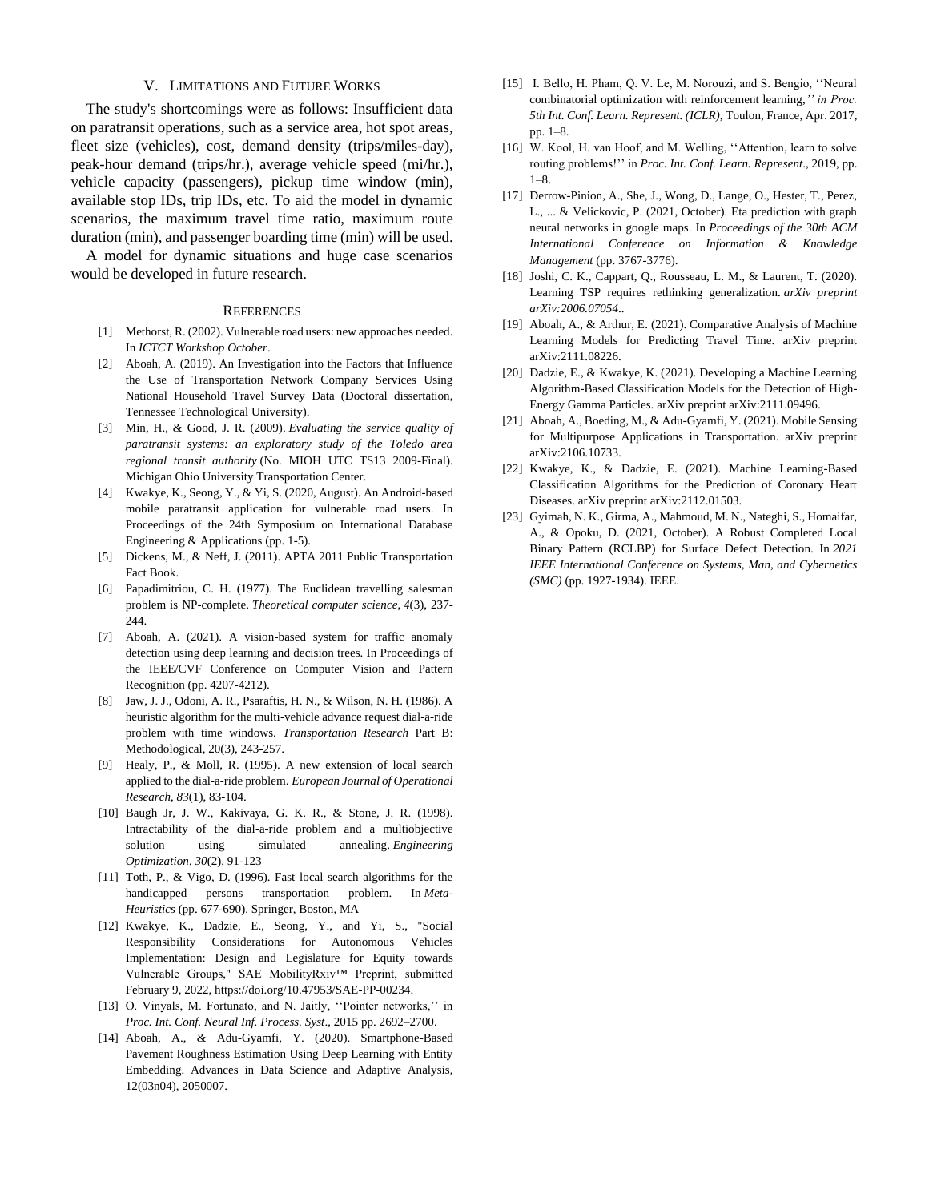## V. Limitations and Future Works

The study's shortcomings were as follows: Insufficient data on paratransit operations, such as a service area, hot spot areas, fleet size (vehicles), cost, demand density (trips/miles-day), peak-hour demand (trips/hr.), average vehicle speed (mi/hr.), vehicle capacity (passengers), pickup time window (min), available stop IDs, trip IDs, etc. To aid the model in dynamic scenarios, the maximum travel time ratio, maximum route duration (min), and passenger boarding time (min) will be used.

A model for dynamic situations and huge case scenarios would be developed in future research.

## References

[1] Methorst, R. (2002). Vulnerable road users: new approaches needed. In *ICTCT Workshop October*.

[2] Aboah, A. (2019). An Investigation into the Factors that Influence the Use of Transportation Network Company Services Using National Household Travel Survey Data (Doctoral dissertation, Tennessee Technological University).

[3] Min, H., & Good, J. R. (2009). *Evaluating the service quality of paratransit systems: an exploratory study of the Toledo area regional transit authority* (No. MIOH UTC TS13 2009-Final). Michigan Ohio University Transportation Center.

[4] Kwakye, K., Seong, Y., & Yi, S. (2020, August). An Android-based mobile paratransit application for vulnerable road users. In Proceedings of the 24th Symposium on International Database Engineering & Applications (pp. 1-5).

[5] Dickens, M., & Neff, J. (2011). APTA 2011 Public Transportation Fact Book.

[6] Papadimitriou, C. H. (1977). The Euclidean travelling salesman problem is NP-complete. *Theoretical computer science*, *4*(3), 237-244.

[7] Aboah, A. (2021). A vision-based system for traffic anomaly detection using deep learning and decision trees. In Proceedings of the IEEE/CVF Conference on Computer Vision and Pattern Recognition (pp. 4207-4212).

[8] Jaw, J. J., Odoni, A. R., Psaraftis, H. N., & Wilson, N. H. (1986). A heuristic algorithm for the multi-vehicle advance request dial-a-ride problem with time windows. *Transportation Research* Part B: Methodological, 20(3), 243-257.

[9] Healy, P., & Moll, R. (1995). A new extension of local search applied to the dial-a-ride problem. *European Journal of Operational Research*, *83*(1), 83-104.

[10] Baugh Jr, J. W., Kakivaya, G. K. R., & Stone, J. R. (1998). Intractability of the dial-a-ride problem and a multiobjective solution using simulated annealing. *Engineering Optimization*, *30*(2), 91-123

[11] Toth, P., & Vigo, D. (1996). Fast local search algorithms for the handicapped persons transportation problem. In *Meta-Heuristics* (pp. 677-690). Springer, Boston, MA

[12] Kwakye, K., Dadzie, E., Seong, Y., and Yi, S., "Social Responsibility Considerations for Autonomous Vehicles Implementation: Design and Legislature for Equity towards Vulnerable Groups," SAE MobilityRxiv™ Preprint, submitted February 9, 2022, https://doi.org/10.47953/SAE-PP-00234.

[13] O. Vinyals, M. Fortunato, and N. Jaitly, ''Pointer networks,'' in *Proc. Int. Conf. Neural Inf. Process. Syst*., 2015 pp. 2692–2700.

[14] Aboah, A., & Adu-Gyamfi, Y. (2020). Smartphone-Based Pavement Roughness Estimation Using Deep Learning with Entity Embedding. Advances in Data Science and Adaptive Analysis, 12(03n04), 2050007.

[15] I. Bello, H. Pham, Q. V. Le, M. Norouzi, and S. Bengio, ''Neural combinatorial optimization with reinforcement learning,'' *in Proc. 5th Int. Conf. Learn. Represent. (ICLR)*, Toulon, France, Apr. 2017, pp. 1–8.

[16] W. Kool, H. van Hoof, and M. Welling, ''Attention, learn to solve routing problems!'' in *Proc. Int. Conf. Learn. Represent*., 2019, pp. 1–8.

[17] Derrow-Pinion, A., She, J., Wong, D., Lange, O., Hester, T., Perez, L., ... & Velickovic, P. (2021, October). Eta prediction with graph neural networks in google maps. In *Proceedings of the 30th ACM International Conference on Information & Knowledge Management* (pp. 3767-3776).

[18] Joshi, C. K., Cappart, Q., Rousseau, L. M., & Laurent, T. (2020). Learning TSP requires rethinking generalization. *arXiv preprint arXiv:2006.07054*..

[19] Aboah, A., & Arthur, E. (2021). Comparative Analysis of Machine Learning Models for Predicting Travel Time. arXiv preprint arXiv:2111.08226.

[20] Dadzie, E., & Kwakye, K. (2021). Developing a Machine Learning Algorithm-Based Classification Models for the Detection of High-Energy Gamma Particles. arXiv preprint arXiv:2111.09496.

[21] Aboah, A., Boeding, M., & Adu-Gyamfi, Y. (2021). Mobile Sensing for Multipurpose Applications in Transportation. arXiv preprint arXiv:2106.10733.

[22] Kwakye, K., & Dadzie, E. (2021). Machine Learning-Based Classification Algorithms for the Prediction of Coronary Heart Diseases. arXiv preprint arXiv:2112.01503.

[23] Gyimah, N. K., Girma, A., Mahmoud, M. N., Nateghi, S., Homaifar, A., & Opoku, D. (2021, October). A Robust Completed Local Binary Pattern (RCLBP) for Surface Defect Detection. In *2021 IEEE International Conference on Systems, Man, and Cybernetics (SMC)* (pp. 1927-1934). IEEE.